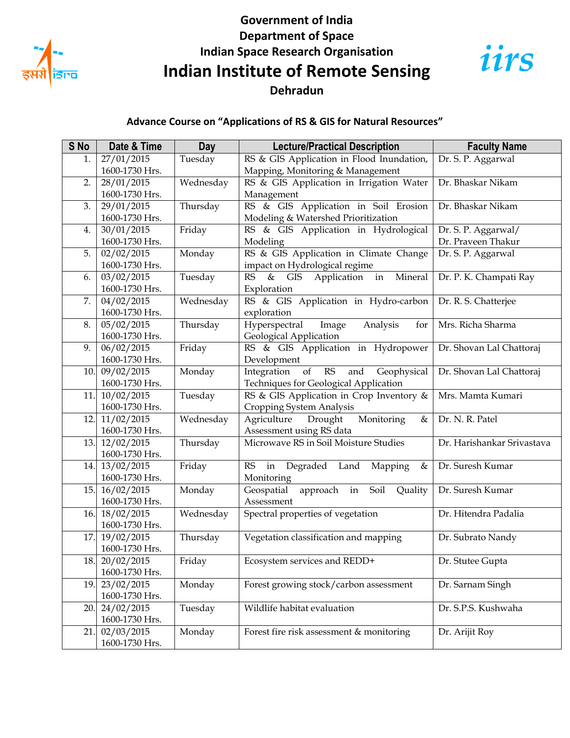# Government of India
## Department of Space
## Indian Space Research Organisation
# Indian Institute of Remote Sensing
## Dehradun

### Advance Course on "Applications of RS & GIS for Natural Resources"

| S No | Date & Time | Day | Lecture/Practical Description | Faculty Name |
|---|---|---|---|---|
| 1. | 27/01/2015 1600-1730 Hrs. | Tuesday | RS & GIS Application in Flood Inundation, Mapping, Monitoring & Management | Dr. S. P. Aggarwal |
| 2. | 28/01/2015 1600-1730 Hrs. | Wednesday | RS & GIS Application in Irrigation Water Management | Dr. Bhaskar Nikam |
| 3. | 29/01/2015 1600-1730 Hrs. | Thursday | RS & GIS Application in Soil Erosion Modeling & Watershed Prioritization | Dr. Bhaskar Nikam |
| 4. | 30/01/2015 1600-1730 Hrs. | Friday | RS & GIS Application in Hydrological Modeling | Dr. S. P. Aggarwal/ Dr. Praveen Thakur |
| 5. | 02/02/2015 1600-1730 Hrs. | Monday | RS & GIS Application in Climate Change impact on Hydrological regime | Dr. S. P. Aggarwal |
| 6. | 03/02/2015 1600-1730 Hrs. | Tuesday | RS & GIS Application in Mineral Exploration | Dr. P. K. Champati Ray |
| 7. | 04/02/2015 1600-1730 Hrs. | Wednesday | RS & GIS Application in Hydro-carbon exploration | Dr. R. S. Chatterjee |
| 8. | 05/02/2015 1600-1730 Hrs. | Thursday | Hyperspectral Image Analysis for Geological Application | Mrs. Richa Sharma |
| 9. | 06/02/2015 1600-1730 Hrs. | Friday | RS & GIS Application in Hydropower Development | Dr. Shovan Lal Chattoraj |
| 10. | 09/02/2015 1600-1730 Hrs. | Monday | Integration of RS and Geophysical Techniques for Geological Application | Dr. Shovan Lal Chattoraj |
| 11. | 10/02/2015 1600-1730 Hrs. | Tuesday | RS & GIS Application in Crop Inventory & Cropping System Analysis | Mrs. Mamta Kumari |
| 12. | 11/02/2015 1600-1730 Hrs. | Wednesday | Agriculture Drought Monitoring & Assessment using RS data | Dr. N. R. Patel |
| 13. | 12/02/2015 1600-1730 Hrs. | Thursday | Microwave RS in Soil Moisture Studies | Dr. Harishankar Srivastava |
| 14. | 13/02/2015 1600-1730 Hrs. | Friday | RS in Degraded Land Mapping & Monitoring | Dr. Suresh Kumar |
| 15. | 16/02/2015 1600-1730 Hrs. | Monday | Geospatial approach in Soil Quality Assessment | Dr. Suresh Kumar |
| 16. | 18/02/2015 1600-1730 Hrs. | Wednesday | Spectral properties of vegetation | Dr. Hitendra Padalia |
| 17. | 19/02/2015 1600-1730 Hrs. | Thursday | Vegetation classification and mapping | Dr. Subrato Nandy |
| 18. | 20/02/2015 1600-1730 Hrs. | Friday | Ecosystem services and REDD+ | Dr. Stutee Gupta |
| 19. | 23/02/2015 1600-1730 Hrs. | Monday | Forest growing stock/carbon assessment | Dr. Sarnam Singh |
| 20. | 24/02/2015 1600-1730 Hrs. | Tuesday | Wildlife habitat evaluation | Dr. S.P.S. Kushwaha |
| 21. | 02/03/2015 1600-1730 Hrs. | Monday | Forest fire risk assessment & monitoring | Dr. Arijit Roy |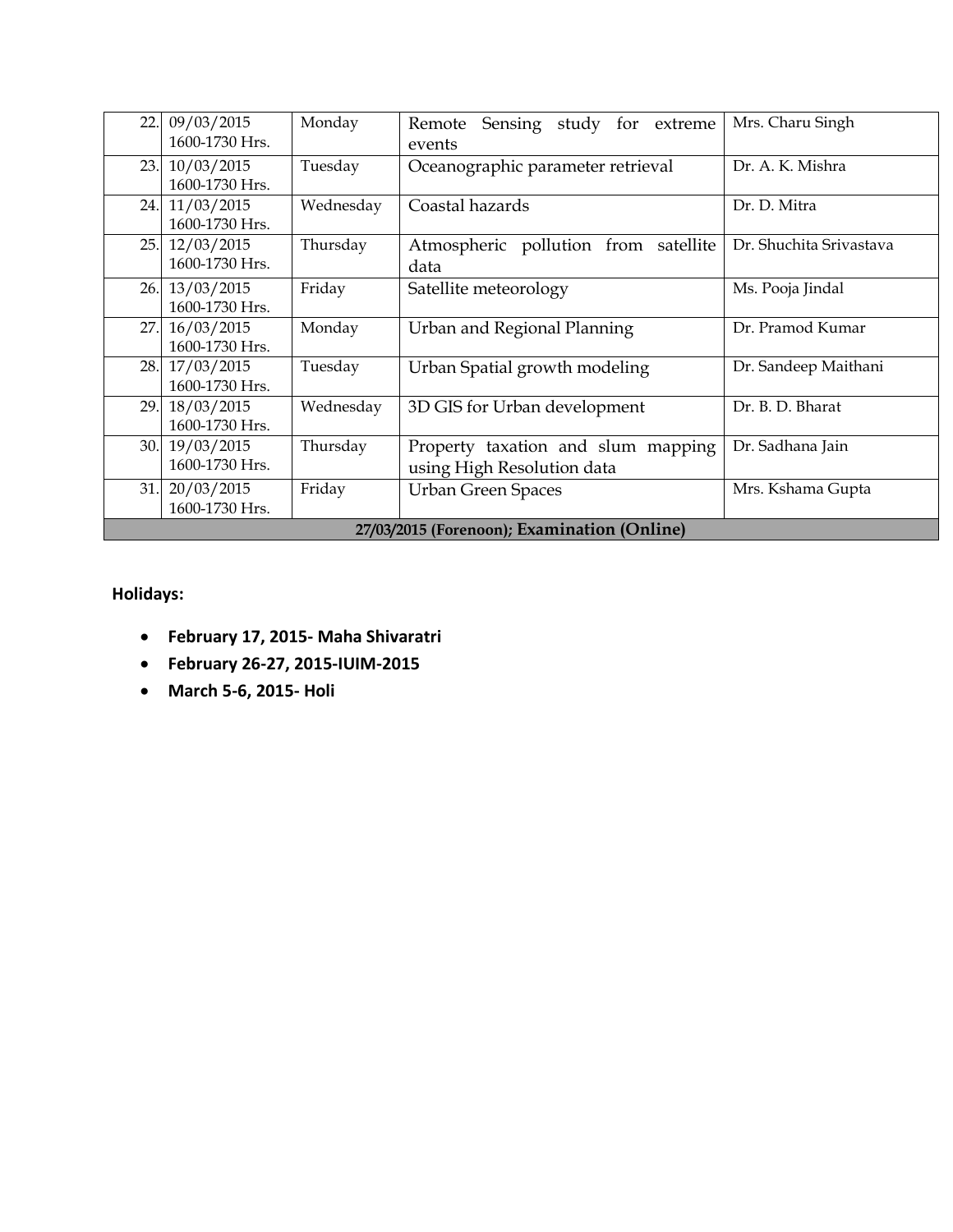| | | | | |
|---|---|---|---|---|
| 22. | 09/03/2015<br>1600-1730 Hrs. | Monday | Remote Sensing study for extreme events | Mrs. Charu Singh |
| 23. | 10/03/2015<br>1600-1730 Hrs. | Tuesday | Oceanographic parameter retrieval | Dr. A. K. Mishra |
| 24. | 11/03/2015<br>1600-1730 Hrs. | Wednesday | Coastal hazards | Dr. D. Mitra |
| 25. | 12/03/2015<br>1600-1730 Hrs. | Thursday | Atmospheric pollution from satellite data | Dr. Shuchita Srivastava |
| 26. | 13/03/2015<br>1600-1730 Hrs. | Friday | Satellite meteorology | Ms. Pooja Jindal |
| 27. | 16/03/2015<br>1600-1730 Hrs. | Monday | Urban and Regional Planning | Dr. Pramod Kumar |
| 28. | 17/03/2015<br>1600-1730 Hrs. | Tuesday | Urban Spatial growth modeling | Dr. Sandeep Maithani |
| 29. | 18/03/2015<br>1600-1730 Hrs. | Wednesday | 3D GIS for Urban development | Dr. B. D. Bharat |
| 30. | 19/03/2015<br>1600-1730 Hrs. | Thursday | Property taxation and slum mapping using High Resolution data | Dr. Sadhana Jain |
| 31. | 20/03/2015<br>1600-1730 Hrs. | Friday | Urban Green Spaces | Mrs. Kshama Gupta |
| **27/03/2015 (Forenoon); Examination (Online)** | | | | |

**Holidays:**

- **February 17, 2015- Maha Shivaratri**
- **February 26-27, 2015-IUIM-2015**
- **March 5-6, 2015- Holi**